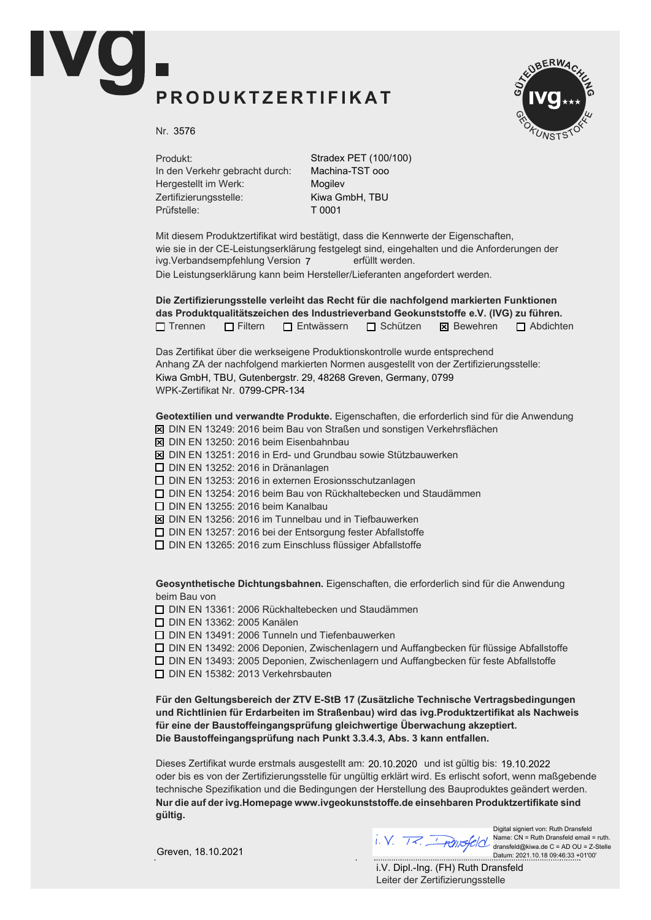# ivg.

## PRODUKTZERTIFIKAT

GÜTEÜBERWACHUNG ivg GEOKUNSTSTOFFE

Nr. 3576

| | |
|---|---|
| Produkt: | Stradex PET (100/100) |
| In den Verkehr gebracht durch: | Machina-TST ooo |
| Hergestellt im Werk: | Mogilev |
| Zertifizierungsstelle: | Kiwa GmbH, TBU |
| Prüfstelle: | T 0001 |

Mit diesem Produktzertifikat wird bestätigt, dass die Kennwerte der Eigenschaften, wie sie in der CE-Leistungserklärung festgelegt sind, eingehalten und die Anforderungen der ivg.Verbandsempfehlung Version 7 erfüllt werden.
Die Leistungserklärung kann beim Hersteller/Lieferanten angefordert werden.

**Die Zertifizierungsstelle verleiht das Recht für die nachfolgend markierten Funktionen das Produktqualitätszeichen des Industrieverband Geokunststoffe e.V. (IVG) zu führen.**

☐ Trennen ☐ Filtern ☐ Entwässern ☐ Schützen ☒ Bewehren ☐ Abdichten

Das Zertifikat über die werkseigene Produktionskontrolle wurde entsprechend Anhang ZA der nachfolgend markierten Normen ausgestellt von der Zertifizierungsstelle:
Kiwa GmbH, TBU, Gutenbergstr. 29, 48268 Greven, Germany, 0799
WPK-Zertifikat Nr. 0799-CPR-134

**Geotextilien und verwandte Produkte.** Eigenschaften, die erforderlich sind für die Anwendung

- ☒ DIN EN 13249: 2016 beim Bau von Straßen und sonstigen Verkehrsflächen
- ☒ DIN EN 13250: 2016 beim Eisenbahnbau
- ☒ DIN EN 13251: 2016 in Erd- und Grundbau sowie Stützbauwerken
- ☐ DIN EN 13252: 2016 in Dränanlagen
- ☐ DIN EN 13253: 2016 in externen Erosionsschutzanlagen
- ☐ DIN EN 13254: 2016 beim Bau von Rückhaltebecken und Staudämmen
- ☐ DIN EN 13255: 2016 beim Kanalbau
- ☒ DIN EN 13256: 2016 im Tunnelbau und in Tiefbauwerken
- ☐ DIN EN 13257: 2016 bei der Entsorgung fester Abfallstoffe
- ☐ DIN EN 13265: 2016 zum Einschluss flüssiger Abfallstoffe

**Geosynthetische Dichtungsbahnen.** Eigenschaften, die erforderlich sind für die Anwendung beim Bau von

- ☐ DIN EN 13361: 2006 Rückhaltebecken und Staudämmen
- ☐ DIN EN 13362: 2005 Kanälen
- ☐ DIN EN 13491: 2006 Tunneln und Tiefenbauwerken
- ☐ DIN EN 13492: 2006 Deponien, Zwischenlagern und Auffangbecken für flüssige Abfallstoffe
- ☐ DIN EN 13493: 2005 Deponien, Zwischenlagern und Auffangbecken für feste Abfallstoffe
- ☐ DIN EN 15382: 2013 Verkehrsbauten

**Für den Geltungsbereich der ZTV E-StB 17 (Zusätzliche Technische Vertragsbedingungen und Richtlinien für Erdarbeiten im Straßenbau) wird das ivg.Produktzertifikat als Nachweis für eine der Baustoffeingangsprüfung gleichwertige Überwachung akzeptiert. Die Baustoffeingangsprüfung nach Punkt 3.3.4.3, Abs. 3 kann entfallen.**

Dieses Zertifikat wurde erstmals ausgestellt am: 20.10.2020 und ist gültig bis: 19.10.2022 oder bis es von der Zertifizierungsstelle für ungültig erklärt wird. Es erlischt sofort, wenn maßgebende technische Spezifikation und die Bedingungen der Herstellung des Bauproduktes geändert werden.
**Nur die auf der ivg.Homepage www.ivgeokunststoffe.de einsehbaren Produktzertifikate sind gültig.**

Greven, 18.10.2021

i.V. R. Dransfeld

Digital signiert von: Ruth Dransfeld
Name: CN = Ruth Dransfeld email = ruth.dransfeld@kiwa.de C = AD OU = Z-Stelle
Datum: 2021.10.18 09:46:33 +01'00'

i.V. Dipl.-Ing. (FH) Ruth Dransfeld
Leiter der Zertifizierungsstelle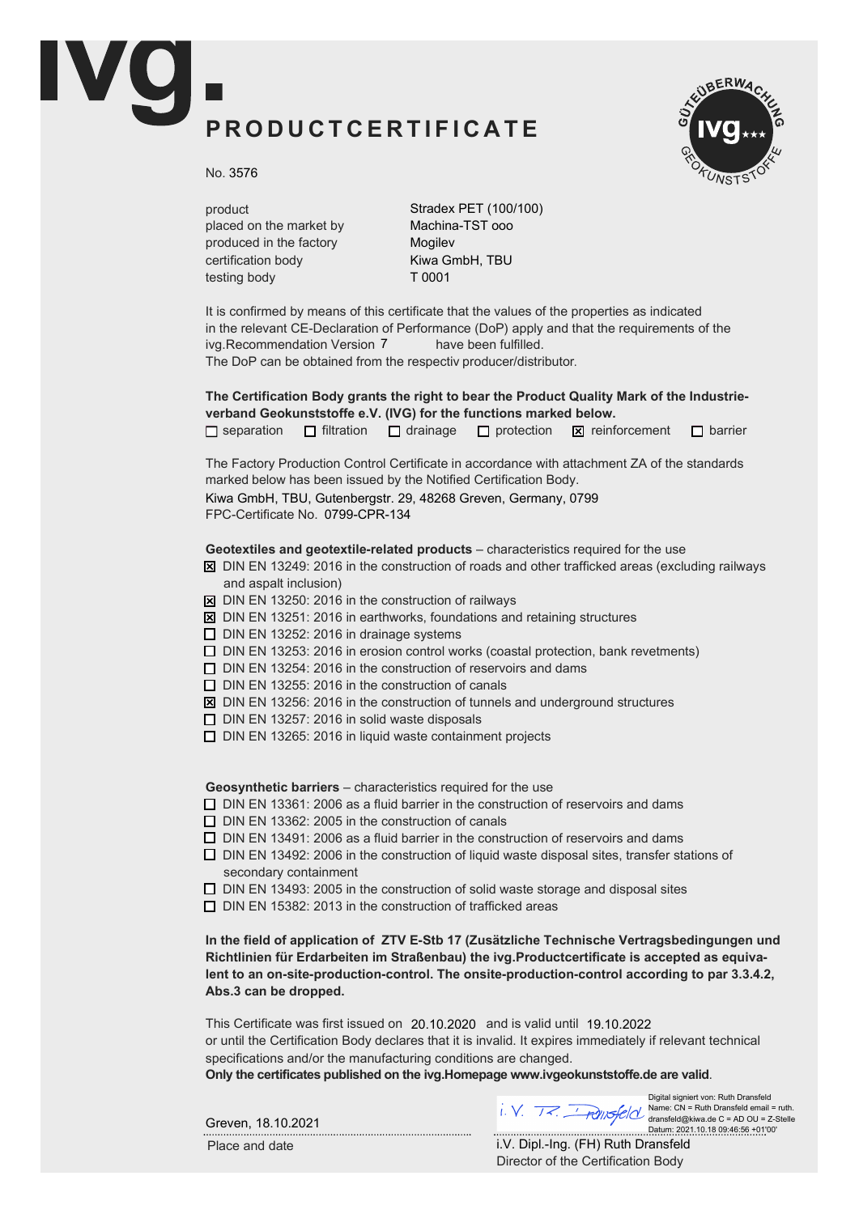# ivg.

## PRODUCTCERTIFICATE

No. 3576

| | |
|---|---|
| product | Stradex PET (100/100) |
| placed on the market by | Machina-TST ooo |
| produced in the factory | Mogilev |
| certification body | Kiwa GmbH, TBU |
| testing body | T 0001 |

It is confirmed by means of this certificate that the values of the properties as indicated in the relevant CE-Declaration of Performance (DoP) apply and that the requirements of the ivg.Recommendation Version 7 have been fulfilled.
The DoP can be obtained from the respectiv producer/distributor.

**The Certification Body grants the right to bear the Product Quality Mark of the Industrieverband Geokunststoffe e.V. (IVG) for the functions marked below.**

☐ separation ☐ filtration ☐ drainage ☐ protection ☒ reinforcement ☐ barrier

The Factory Production Control Certificate in accordance with attachment ZA of the standards marked below has been issued by the Notified Certification Body.
Kiwa GmbH, TBU, Gutenbergstr. 29, 48268 Greven, Germany, 0799
FPC-Certificate No. 0799-CPR-134

**Geotextiles and geotextile-related products** – characteristics required for the use

- ☒ DIN EN 13249: 2016 in the construction of roads and other trafficked areas (excluding railways and aspalt inclusion)
- ☒ DIN EN 13250: 2016 in the construction of railways
- ☒ DIN EN 13251: 2016 in earthworks, foundations and retaining structures
- ☐ DIN EN 13252: 2016 in drainage systems
- ☐ DIN EN 13253: 2016 in erosion control works (coastal protection, bank revetments)
- ☐ DIN EN 13254: 2016 in the construction of reservoirs and dams
- ☐ DIN EN 13255: 2016 in the construction of canals
- ☒ DIN EN 13256: 2016 in the construction of tunnels and underground structures
- ☐ DIN EN 13257: 2016 in solid waste disposals
- ☐ DIN EN 13265: 2016 in liquid waste containment projects

**Geosynthetic barriers** – characteristics required for the use

- ☐ DIN EN 13361: 2006 as a fluid barrier in the construction of reservoirs and dams
- ☐ DIN EN 13362: 2005 in the construction of canals
- ☐ DIN EN 13491: 2006 as a fluid barrier in the construction of reservoirs and dams
- ☐ DIN EN 13492: 2006 in the construction of liquid waste disposal sites, transfer stations of secondary containment
- ☐ DIN EN 13493: 2005 in the construction of solid waste storage and disposal sites
- ☐ DIN EN 15382: 2013 in the construction of trafficked areas

**In the field of application of ZTV E-Stb 17 (Zusätzliche Technische Vertragsbedingungen und Richtlinien für Erdarbeiten im Straßenbau) the ivg.Productcertificate is accepted as equivalent to an on-site-production-control. The onsite-production-control according to par 3.3.4.2, Abs.3 can be dropped.**

This Certificate was first issued on 20.10.2020 and is valid until 19.10.2022 or until the Certification Body declares that it is invalid. It expires immediately if relevant technical specifications and/or the manufacturing conditions are changed.
**Only the certificates published on the ivg.Homepage www.ivgeokunststoffe.de are valid**.

Greven, 18.10.2021
Place and date

i.V. R. Dransfeld
Digital signiert von: Ruth Dransfeld
Name: CN = Ruth Dransfeld email = ruth.dransfeld@kiwa.de C = AD OU = Z-Stelle
Datum: 2021.10.18 09:46:56 +01'00'

i.V. Dipl.-Ing. (FH) Ruth Dransfeld
Director of the Certification Body